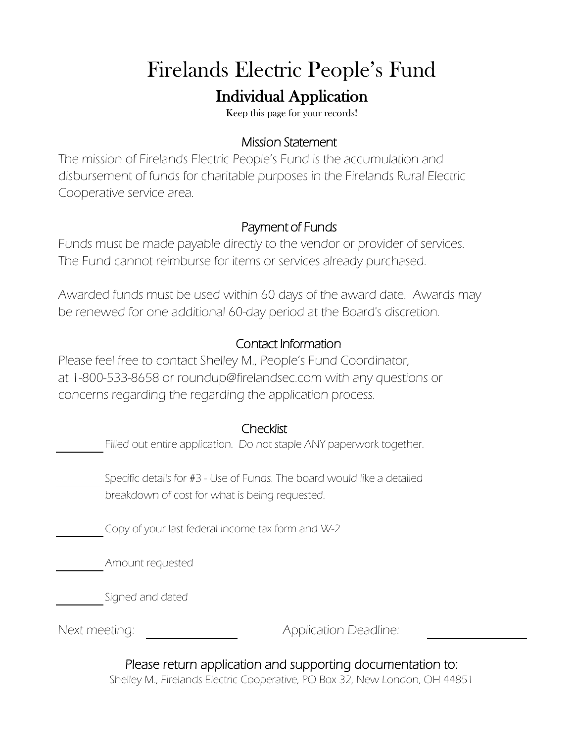# Firelands Electric People's Fund

## Individual Application

Keep this page for your records!

### Mission Statement

The mission of Firelands Electric People's Fund is the accumulation and disbursement of funds for charitable purposes in the Firelands Rural Electric Cooperative service area.

### Payment of Funds

Funds must be made payable directly to the vendor or provider of services. The Fund cannot reimburse for items or services already purchased.

Awarded funds must be used within 60 days of the award date. Awards may be renewed for one additional 60-day period at the Board's discretion.

### Contact Information

Please feel free to contact Shelley M., People's Fund Coordinator, at 1-800-533-8658 or roundup@firelandsec.com with any questions or concerns regarding the regarding the application process.

### Checklist

________ Filled out entire application. Do not staple ANY paperwork together.

________ Specific details for #3 - Use of Funds. The board would like a detailed breakdown of cost for what is being requested.

________ Copy of your last federal income tax form and W-2

________ Amount requested

________ Signed and dated

Next meeting: ______________ Application Deadline: ______________

### Please return application and supporting documentation to:

Shelley M., Firelands Electric Cooperative, PO Box 32, New London, OH 44851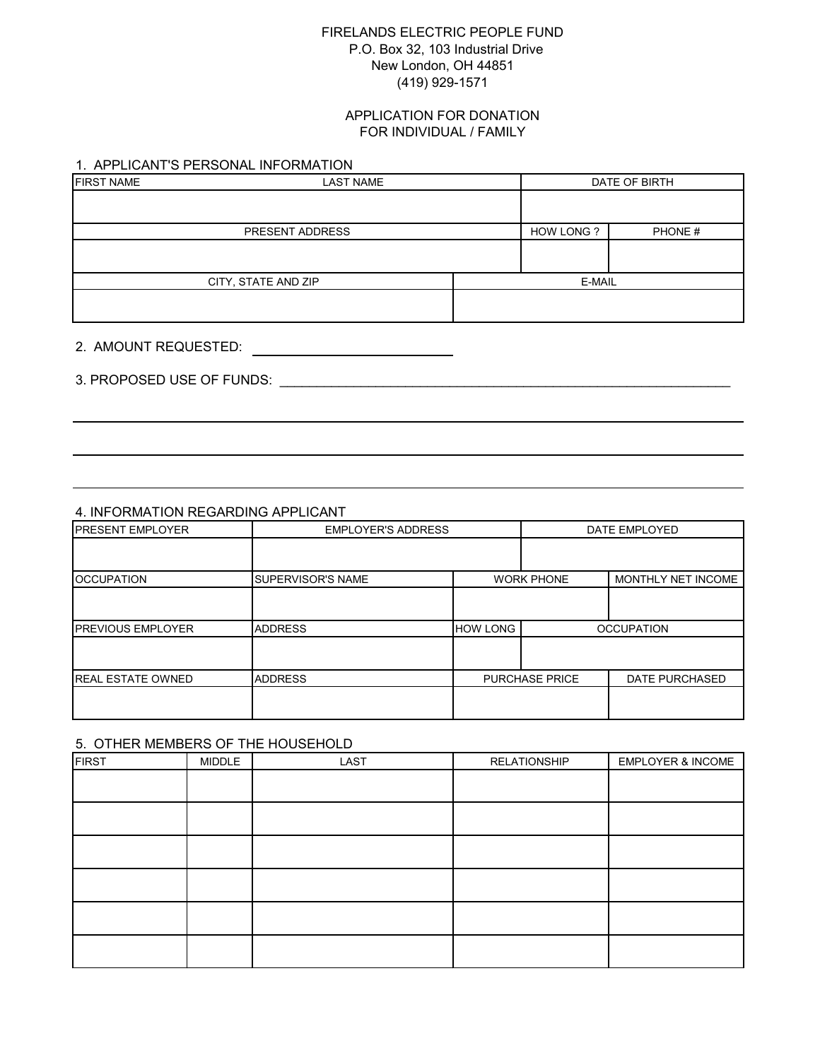FIRELANDS ELECTRIC PEOPLE FUND
P.O. Box 32, 103 Industrial Drive
New London, OH 44851
(419) 929-1571

## APPLICATION FOR DONATION
## FOR INDIVIDUAL / FAMILY

### 1. APPLICANT'S PERSONAL INFORMATION

| FIRST NAME | LAST NAME | | DATE OF BIRTH | |
|---|---|---|---|---|
| | | | | |
| PRESENT ADDRESS | | | HOW LONG ? | PHONE # |
| | | | | |
| CITY, STATE AND ZIP | | E-MAIL | | |
| | | | | |

2. AMOUNT REQUESTED: ____________________

3. PROPOSED USE OF FUNDS: ____________________________________________

_______________________________________________________________

_______________________________________________________________

_______________________________________________________________

### 4. INFORMATION REGARDING APPLICANT

| PRESENT EMPLOYER | EMPLOYER'S ADDRESS | | DATE EMPLOYED | |
|---|---|---|---|---|
| | | | | |
| OCCUPATION | SUPERVISOR'S NAME | WORK PHONE | | MONTHLY NET INCOME |
| | | | | |
| PREVIOUS EMPLOYER | ADDRESS | HOW LONG | OCCUPATION | |
| | | | | |
| REAL ESTATE OWNED | ADDRESS | PURCHASE PRICE | | DATE PURCHASED |
| | | | | |

### 5. OTHER MEMBERS OF THE HOUSEHOLD

| FIRST | MIDDLE | LAST | RELATIONSHIP | EMPLOYER & INCOME |
|---|---|---|---|---|
| | | | | |
| | | | | |
| | | | | |
| | | | | |
| | | | | |
| | | | | |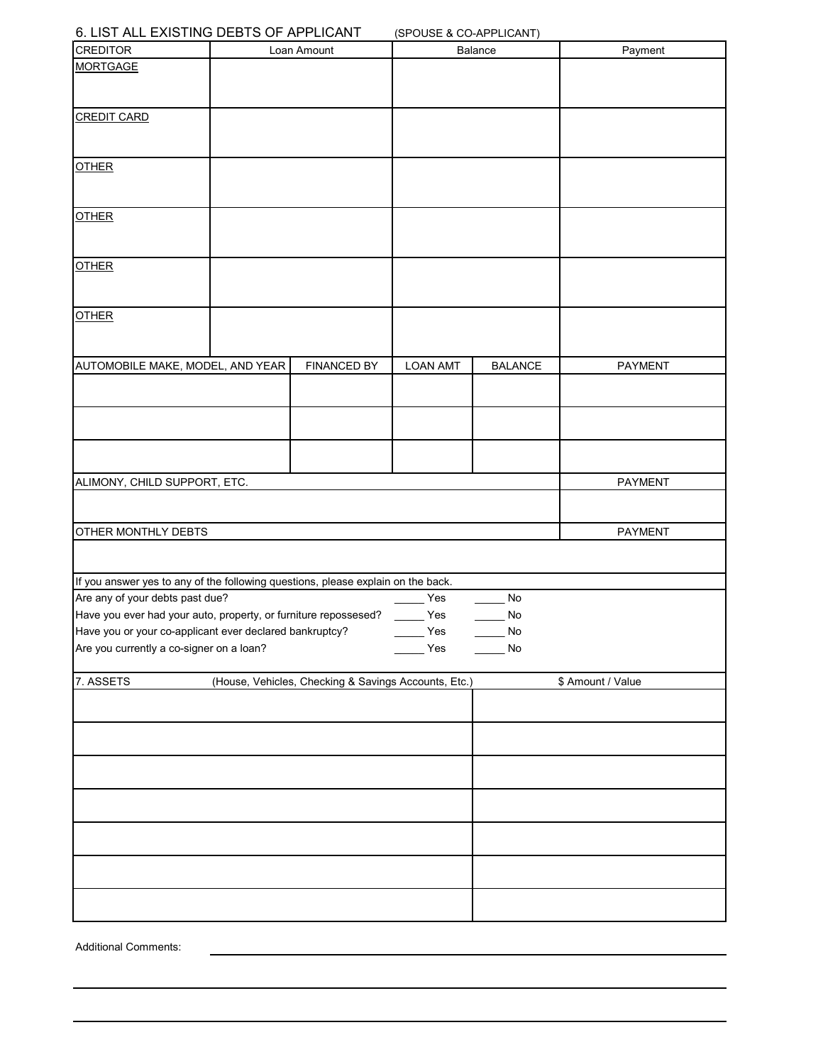## 6. LIST ALL EXISTING DEBTS OF APPLICANT (SPOUSE & CO-APPLICANT)

| CREDITOR | Loan Amount | Balance | Payment |
|---|---|---|---|
| MORTGAGE | | | |
| CREDIT CARD | | | |
| OTHER | | | |
| OTHER | | | |
| OTHER | | | |
| OTHER | | | |

| AUTOMOBILE MAKE, MODEL, AND YEAR | FINANCED BY | LOAN AMT | BALANCE | PAYMENT |
|---|---|---|---|---|
| | | | | |
| | | | | |
| | | | | |

| ALIMONY, CHILD SUPPORT, ETC. | PAYMENT |
|---|---|
| | |

| OTHER MONTHLY DEBTS | PAYMENT |
|---|---|
| | |

If you answer yes to any of the following questions, please explain on the back.

Are any of your debts past due? _____ Yes _____ No

Have you ever had your auto, property, or furniture repossesed? _____ Yes _____ No

Have you or your co-applicant ever declared bankruptcy? _____ Yes _____ No

Are you currently a co-signer on a loan? _____ Yes _____ No

## 7. ASSETS

| (House, Vehicles, Checking & Savings Accounts, Etc.) | $ Amount / Value |
|---|---|
| | |
| | |
| | |
| | |
| | |
| | |
| | |

Additional Comments: ____________________________________________

____________________________________________

____________________________________________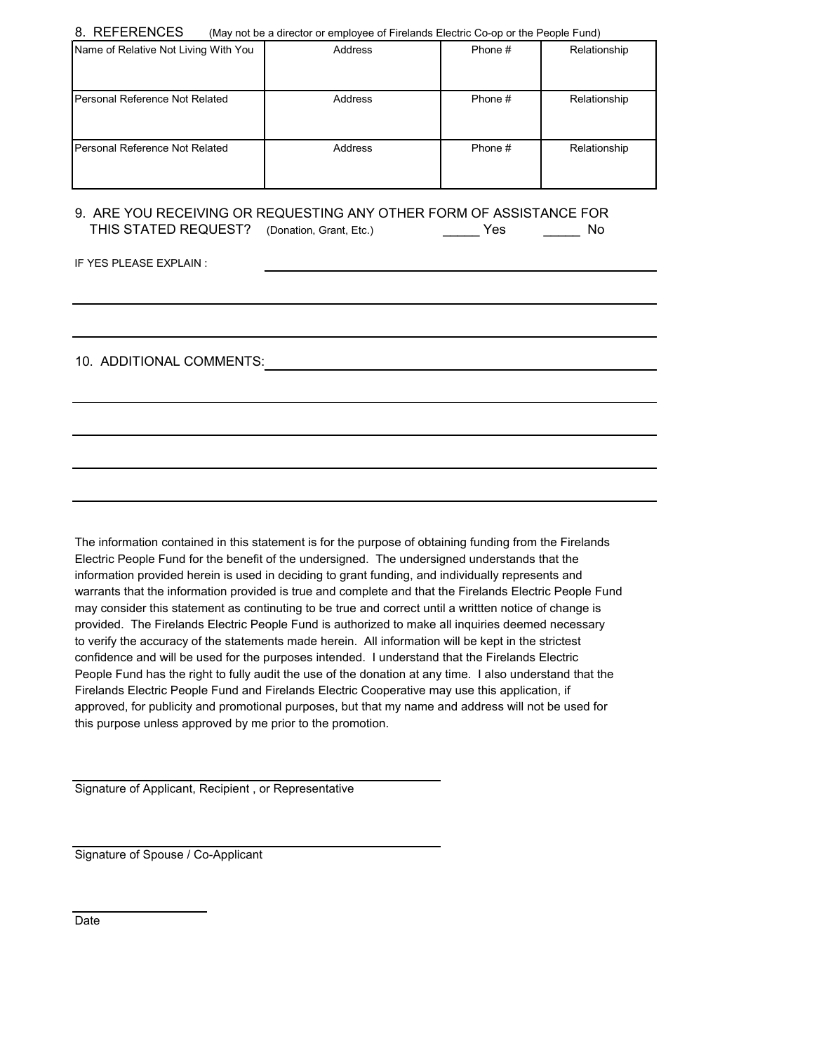## 8. REFERENCES (May not be a director or employee of Firelands Electric Co-op or the People Fund)

| Name of Relative Not Living With You | Address | Phone # | Relationship |
|---|---|---|---|
| | | | |
| Personal Reference Not Related | Address | Phone # | Relationship |
| | | | |
| Personal Reference Not Related | Address | Phone # | Relationship |
| | | | |

## 9. ARE YOU RECEIVING OR REQUESTING ANY OTHER FORM OF ASSISTANCE FOR THIS STATED REQUEST? (Donation, Grant, Etc.) _____ Yes _____ No

IF YES PLEASE EXPLAIN : ______________________________

______________________________

______________________________

## 10. ADDITIONAL COMMENTS: ______________________________

______________________________

______________________________

______________________________

______________________________

The information contained in this statement is for the purpose of obtaining funding from the Firelands Electric People Fund for the benefit of the undersigned. The undersigned understands that the information provided herein is used in deciding to grant funding, and individually represents and warrants that the information provided is true and complete and that the Firelands Electric People Fund may consider this statement as continuting to be true and correct until a writtten notice of change is provided. The Firelands Electric People Fund is authorized to make all inquiries deemed necessary to verify the accuracy of the statements made herein. All information will be kept in the strictest confidence and will be used for the purposes intended. I understand that the Firelands Electric People Fund has the right to fully audit the use of the donation at any time. I also understand that the Firelands Electric People Fund and Firelands Electric Cooperative may use this application, if approved, for publicity and promotional purposes, but that my name and address will not be used for this purpose unless approved by me prior to the promotion.

______________________________

Signature of Applicant, Recipient , or Representative

______________________________

Signature of Spouse / Co-Applicant

______________

Date